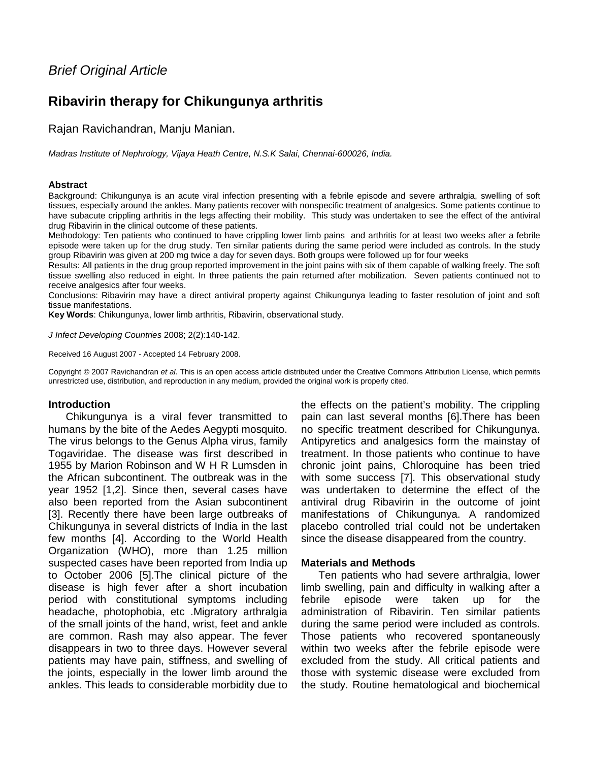*Brief Original Article*

# Ribavirin therapy for Chikungunya arthritis

Rajan Ravichandran, Manju Manian.

*Madras Institute of Nephrology, Vijaya Heath Centre, N.S.K Salai, Chennai-600026, India.*

**Abstract**

Background: Chikungunya is an acute viral infection presenting with a febrile episode and severe arthralgia, swelling of soft tissues, especially around the ankles. Many patients recover with nonspecific treatment of analgesics. Some patients continue to have subacute crippling arthritis in the legs affecting their mobility. This study was undertaken to see the effect of the antiviral drug Ribavirin in the clinical outcome of these patients.

Methodology: Ten patients who continued to have crippling lower limb pains and arthritis for at least two weeks after a febrile episode were taken up for the drug study. Ten similar patients during the same period were included as controls. In the study group Ribavirin was given at 200 mg twice a day for seven days. Both groups were followed up for four weeks

Results: All patients in the drug group reported improvement in the joint pains with six of them capable of walking freely. The soft tissue swelling also reduced in eight. In three patients the pain returned after mobilization. Seven patients continued not to receive analgesics after four weeks.

Conclusions: Ribavirin may have a direct antiviral property against Chikungunya leading to faster resolution of joint and soft tissue manifestations.

**Key Words**: Chikungunya, lower limb arthritis, Ribavirin, observational study.

*J Infect Developing Countries* 2008; 2(2):140-142.

Received 16 August 2007 - Accepted 14 February 2008.

Copyright © 2007 Ravichandran *et al.* This is an open access article distributed under the Creative Commons Attribution License, which permits unrestricted use, distribution, and reproduction in any medium, provided the original work is properly cited.

## Introduction

Chikungunya is a viral fever transmitted to humans by the bite of the Aedes Aegypti mosquito. The virus belongs to the Genus Alpha virus, family Togaviridae. The disease was first described in 1955 by Marion Robinson and W H R Lumsden in the African subcontinent. The outbreak was in the year 1952 [1,2]. Since then, several cases have also been reported from the Asian subcontinent [3]. Recently there have been large outbreaks of Chikungunya in several districts of India in the last few months [4]. According to the World Health Organization (WHO), more than 1.25 million suspected cases have been reported from India up to October 2006 [5].The clinical picture of the disease is high fever after a short incubation period with constitutional symptoms including headache, photophobia, etc .Migratory arthralgia of the small joints of the hand, wrist, feet and ankle are common. Rash may also appear. The fever disappears in two to three days. However several patients may have pain, stiffness, and swelling of the joints, especially in the lower limb around the ankles. This leads to considerable morbidity due to the effects on the patient's mobility. The crippling pain can last several months [6].There has been no specific treatment described for Chikungunya. Antipyretics and analgesics form the mainstay of treatment. In those patients who continue to have chronic joint pains, Chloroquine has been tried with some success [7]. This observational study was undertaken to determine the effect of the antiviral drug Ribavirin in the outcome of joint manifestations of Chikungunya. A randomized placebo controlled trial could not be undertaken since the disease disappeared from the country.

## Materials and Methods

Ten patients who had severe arthralgia, lower limb swelling, pain and difficulty in walking after a febrile episode were taken up for the administration of Ribavirin. Ten similar patients during the same period were included as controls. Those patients who recovered spontaneously within two weeks after the febrile episode were excluded from the study. All critical patients and those with systemic disease were excluded from the study. Routine hematological and biochemical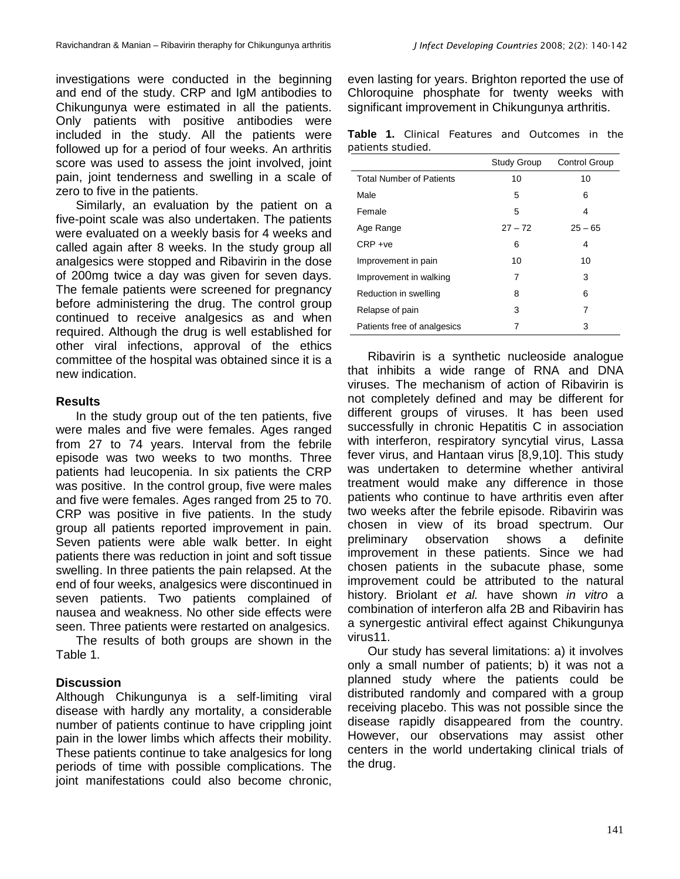investigations were conducted in the beginning and end of the study. CRP and IgM antibodies to Chikungunya were estimated in all the patients. Only patients with positive antibodies were included in the study. All the patients were followed up for a period of four weeks. An arthritis score was used to assess the joint involved, joint pain, joint tenderness and swelling in a scale of zero to five in the patients.

Similarly, an evaluation by the patient on a five-point scale was also undertaken. The patients were evaluated on a weekly basis for 4 weeks and called again after 8 weeks. In the study group all analgesics were stopped and Ribavirin in the dose of 200mg twice a day was given for seven days. The female patients were screened for pregnancy before administering the drug. The control group continued to receive analgesics as and when required. Although the drug is well established for other viral infections, approval of the ethics committee of the hospital was obtained since it is a new indication.

### Results

In the study group out of the ten patients, five were males and five were females. Ages ranged from 27 to 74 years. Interval from the febrile episode was two weeks to two months. Three patients had leucopenia. In six patients the CRP was positive. In the control group, five were males and five were females. Ages ranged from 25 to 70. CRP was positive in five patients. In the study group all patients reported improvement in pain. Seven patients were able walk better. In eight patients there was reduction in joint and soft tissue swelling. In three patients the pain relapsed. At the end of four weeks, analgesics were discontinued in seven patients. Two patients complained of nausea and weakness. No other side effects were seen. Three patients were restarted on analgesics.

The results of both groups are shown in the Table 1.

### Discussion

Although Chikungunya is a self-limiting viral disease with hardly any mortality, a considerable number of patients continue to have crippling joint pain in the lower limbs which affects their mobility. These patients continue to take analgesics for long periods of time with possible complications. The joint manifestations could also become chronic, even lasting for years. Brighton reported the use of Chloroquine phosphate for twenty weeks with significant improvement in Chikungunya arthritis.

**Table 1.** Clinical Features and Outcomes in the patients studied.

| | Study Group | Control Group |
|---|---|---|
| Total Number of Patients | 10 | 10 |
| Male | 5 | 6 |
| Female | 5 | 4 |
| Age Range | 27 – 72 | 25 – 65 |
| CRP +ve | 6 | 4 |
| Improvement in pain | 10 | 10 |
| Improvement in walking | 7 | 3 |
| Reduction in swelling | 8 | 6 |
| Relapse of pain | 3 | 7 |
| Patients free of analgesics | 7 | 3 |

Ribavirin is a synthetic nucleoside analogue that inhibits a wide range of RNA and DNA viruses. The mechanism of action of Ribavirin is not completely defined and may be different for different groups of viruses. It has been used successfully in chronic Hepatitis C in association with interferon, respiratory syncytial virus, Lassa fever virus, and Hantaan virus [8,9,10]. This study was undertaken to determine whether antiviral treatment would make any difference in those patients who continue to have arthritis even after two weeks after the febrile episode. Ribavirin was chosen in view of its broad spectrum. Our preliminary observation shows a definite improvement in these patients. Since we had chosen patients in the subacute phase, some improvement could be attributed to the natural history. Briolant *et al.* have shown *in vitro* a combination of interferon alfa 2B and Ribavirin has a synergestic antiviral effect against Chikungunya virus11.

Our study has several limitations: a) it involves only a small number of patients; b) it was not a planned study where the patients could be distributed randomly and compared with a group receiving placebo. This was not possible since the disease rapidly disappeared from the country. However, our observations may assist other centers in the world undertaking clinical trials of the drug.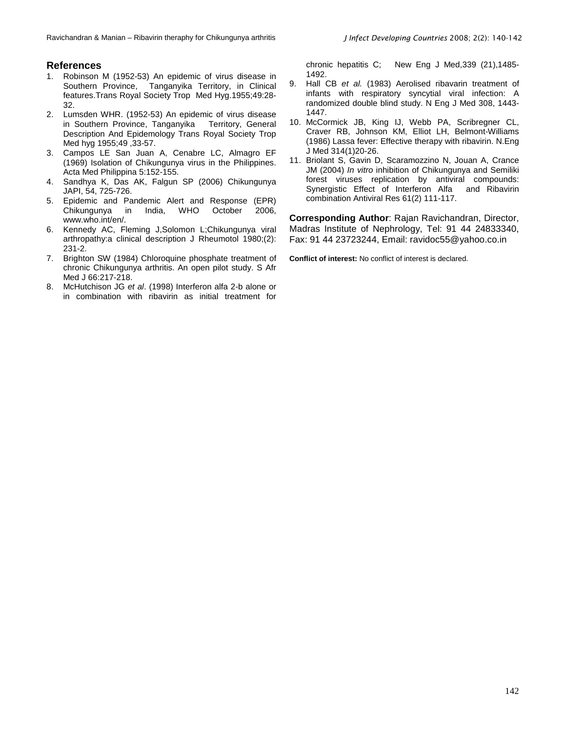## References

1. Robinson M (1952-53) An epidemic of virus disease in Southern Province, Tanganyika Territory, in Clinical features.Trans Royal Society Trop Med Hyg.1955;49:28-32.
2. Lumsden WHR. (1952-53) An epidemic of virus disease in Southern Province, Tanganyika Territory, General Description And Epidemology Trans Royal Society Trop Med hyg 1955;49 ,33-57.
3. Campos LE San Juan A, Cenabre LC, Almagro EF (1969) Isolation of Chikungunya virus in the Philippines. Acta Med Philippina 5:152-155.
4. Sandhya K, Das AK, Falgun SP (2006) Chikungunya JAPI, 54, 725-726.
5. Epidemic and Pandemic Alert and Response (EPR) Chikungunya in India, WHO October 2006, www.who.int/en/.
6. Kennedy AC, Fleming J,Solomon L;Chikungunya viral arthropathy:a clinical description J Rheumotol 1980;(2): 231-2.
7. Brighton SW (1984) Chloroquine phosphate treatment of chronic Chikungunya arthritis. An open pilot study. S Afr Med J 66:217-218.
8. McHutchison JG *et al*. (1998) Interferon alfa 2-b alone or in combination with ribavirin as initial treatment for chronic hepatitis C; New Eng J Med,339 (21),1485-1492.
9. Hall CB *et al.* (1983) Aerolised ribavarin treatment of infants with respiratory syncytial viral infection: A randomized double blind study. N Eng J Med 308, 1443-1447.
10. McCormick JB, King IJ, Webb PA, Scribregner CL, Craver RB, Johnson KM, Elliot LH, Belmont-Williams (1986) Lassa fever: Effective therapy with ribavirin. N.Eng J Med 314(1)20-26.
11. Briolant S, Gavin D, Scaramozzino N, Jouan A, Crance JM (2004) *In vitro* inhibition of Chikungunya and Semiliki forest viruses replication by antiviral compounds: Synergistic Effect of Interferon Alfa and Ribavirin combination Antiviral Res 61(2) 111-117.

**Corresponding Author**: Rajan Ravichandran, Director, Madras Institute of Nephrology, Tel: 91 44 24833340, Fax: 91 44 23723244, Email: ravidoc55@yahoo.co.in

**Conflict of interest:** No conflict of interest is declared.